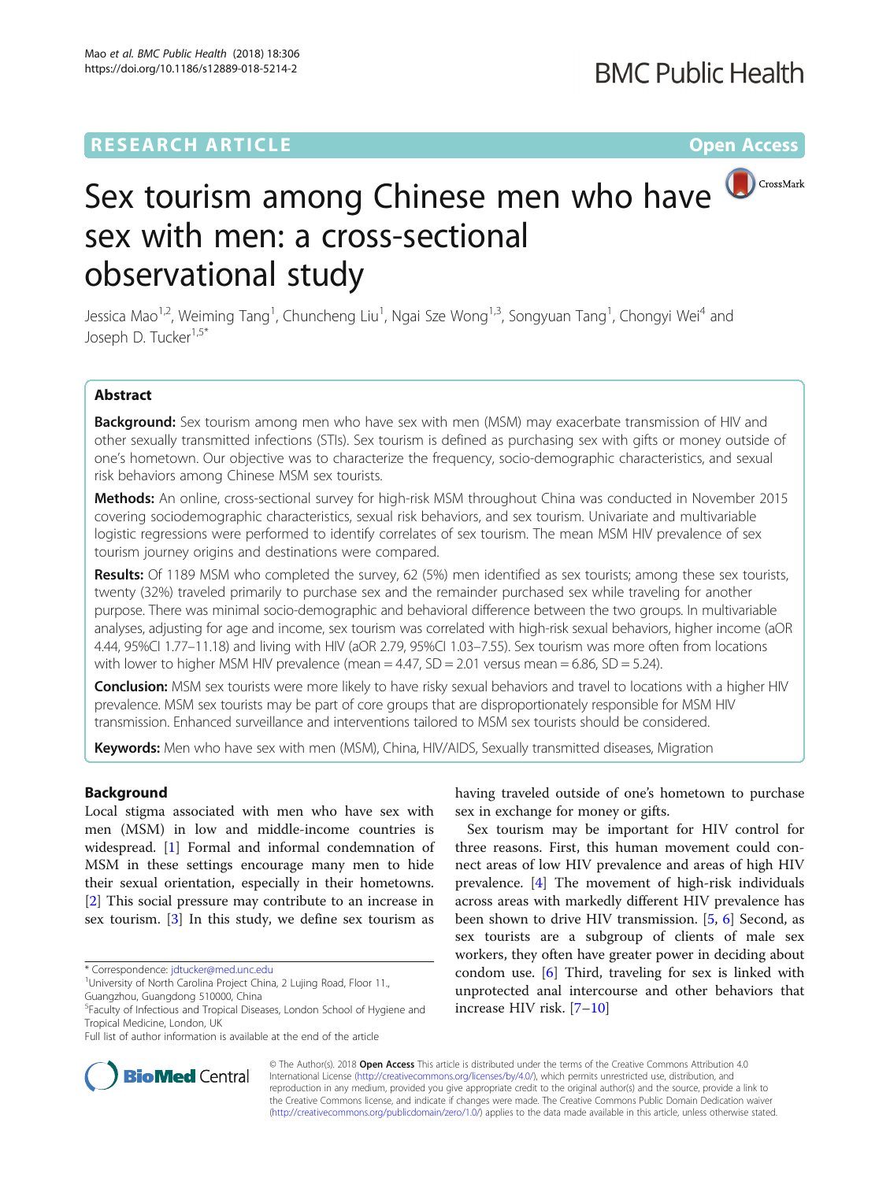RESEARCH ARTICLE

Open Access

# Sex tourism among Chinese men who have sex with men: a cross-sectional observational study

Jessica Mao[1,2], Weiming Tang[1], Chuncheng Liu[1], Ngai Sze Wong[1,3], Songyuan Tang[1], Chongyi Wei[4] and Joseph D. Tucker[1,5*]

## Abstract

**Background:** Sex tourism among men who have sex with men (MSM) may exacerbate transmission of HIV and other sexually transmitted infections (STIs). Sex tourism is defined as purchasing sex with gifts or money outside of one's hometown. Our objective was to characterize the frequency, socio-demographic characteristics, and sexual risk behaviors among Chinese MSM sex tourists.

**Methods:** An online, cross-sectional survey for high-risk MSM throughout China was conducted in November 2015 covering sociodemographic characteristics, sexual risk behaviors, and sex tourism. Univariate and multivariable logistic regressions were performed to identify correlates of sex tourism. The mean MSM HIV prevalence of sex tourism journey origins and destinations were compared.

**Results:** Of 1189 MSM who completed the survey, 62 (5%) men identified as sex tourists; among these sex tourists, twenty (32%) traveled primarily to purchase sex and the remainder purchased sex while traveling for another purpose. There was minimal socio-demographic and behavioral difference between the two groups. In multivariable analyses, adjusting for age and income, sex tourism was correlated with high-risk sexual behaviors, higher income (aOR 4.44, 95%CI 1.77–11.18) and living with HIV (aOR 2.79, 95%CI 1.03–7.55). Sex tourism was more often from locations with lower to higher MSM HIV prevalence (mean = 4.47, SD = 2.01 versus mean = 6.86, SD = 5.24).

**Conclusion:** MSM sex tourists were more likely to have risky sexual behaviors and travel to locations with a higher HIV prevalence. MSM sex tourists may be part of core groups that are disproportionately responsible for MSM HIV transmission. Enhanced surveillance and interventions tailored to MSM sex tourists should be considered.

**Keywords:** Men who have sex with men (MSM), China, HIV/AIDS, Sexually transmitted diseases, Migration

## Background

Local stigma associated with men who have sex with men (MSM) in low and middle-income countries is widespread. [1] Formal and informal condemnation of MSM in these settings encourage many men to hide their sexual orientation, especially in their hometowns. [2] This social pressure may contribute to an increase in sex tourism. [3] In this study, we define sex tourism as having traveled outside of one's hometown to purchase sex in exchange for money or gifts.

Sex tourism may be important for HIV control for three reasons. First, this human movement could connect areas of low HIV prevalence and areas of high HIV prevalence. [4] The movement of high-risk individuals across areas with markedly different HIV prevalence has been shown to drive HIV transmission. [5, 6] Second, as sex tourists are a subgroup of clients of male sex workers, they often have greater power in deciding about condom use. [6] Third, traveling for sex is linked with unprotected anal intercourse and other behaviors that increase HIV risk. [7–10]

\* Correspondence: jdtucker@med.unc.edu
[1]University of North Carolina Project China, 2 Lujing Road, Floor 11., Guangzhou, Guangdong 510000, China
[5]Faculty of Infectious and Tropical Diseases, London School of Hygiene and Tropical Medicine, London, UK
Full list of author information is available at the end of the article

© The Author(s). 2018 **Open Access** This article is distributed under the terms of the Creative Commons Attribution 4.0 International License (http://creativecommons.org/licenses/by/4.0/), which permits unrestricted use, distribution, and reproduction in any medium, provided you give appropriate credit to the original author(s) and the source, provide a link to the Creative Commons license, and indicate if changes were made. The Creative Commons Public Domain Dedication waiver (http://creativecommons.org/publicdomain/zero/1.0/) applies to the data made available in this article, unless otherwise stated.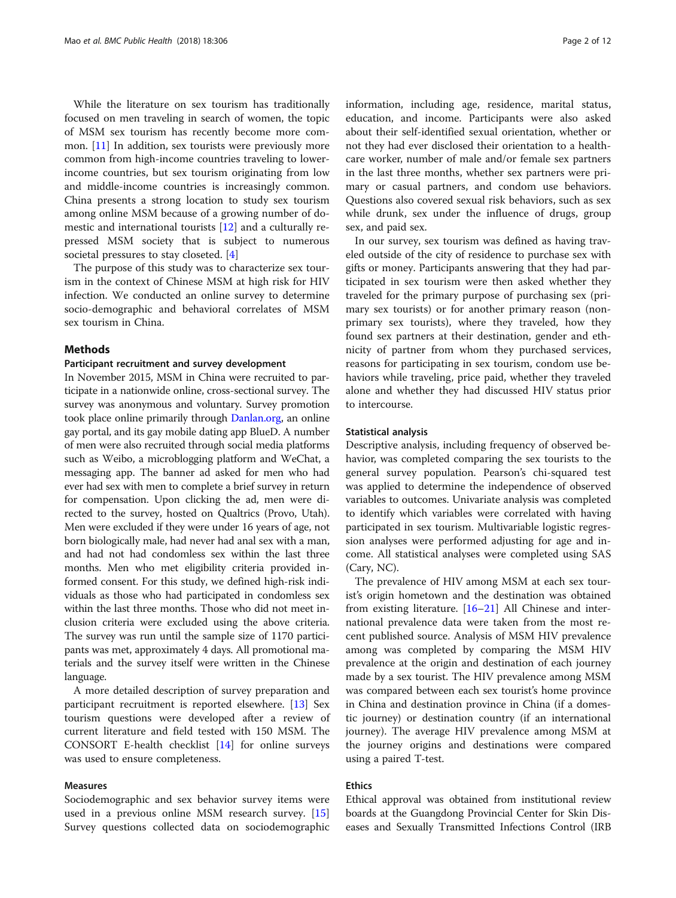While the literature on sex tourism has traditionally focused on men traveling in search of women, the topic of MSM sex tourism has recently become more common. [11] In addition, sex tourists were previously more common from high-income countries traveling to lower-income countries, but sex tourism originating from low and middle-income countries is increasingly common. China presents a strong location to study sex tourism among online MSM because of a growing number of domestic and international tourists [12] and a culturally repressed MSM society that is subject to numerous societal pressures to stay closeted. [4]

The purpose of this study was to characterize sex tourism in the context of Chinese MSM at high risk for HIV infection. We conducted an online survey to determine socio-demographic and behavioral correlates of MSM sex tourism in China.

## Methods

### Participant recruitment and survey development

In November 2015, MSM in China were recruited to participate in a nationwide online, cross-sectional survey. The survey was anonymous and voluntary. Survey promotion took place online primarily through Danlan.org, an online gay portal, and its gay mobile dating app BlueD. A number of men were also recruited through social media platforms such as Weibo, a microblogging platform and WeChat, a messaging app. The banner ad asked for men who had ever had sex with men to complete a brief survey in return for compensation. Upon clicking the ad, men were directed to the survey, hosted on Qualtrics (Provo, Utah). Men were excluded if they were under 16 years of age, not born biologically male, had never had anal sex with a man, and had not had condomless sex within the last three months. Men who met eligibility criteria provided informed consent. For this study, we defined high-risk individuals as those who had participated in condomless sex within the last three months. Those who did not meet inclusion criteria were excluded using the above criteria. The survey was run until the sample size of 1170 participants was met, approximately 4 days. All promotional materials and the survey itself were written in the Chinese language.

A more detailed description of survey preparation and participant recruitment is reported elsewhere. [13] Sex tourism questions were developed after a review of current literature and field tested with 150 MSM. The CONSORT E-health checklist [14] for online surveys was used to ensure completeness.

### Measures

Sociodemographic and sex behavior survey items were used in a previous online MSM research survey. [15] Survey questions collected data on sociodemographic information, including age, residence, marital status, education, and income. Participants were also asked about their self-identified sexual orientation, whether or not they had ever disclosed their orientation to a healthcare worker, number of male and/or female sex partners in the last three months, whether sex partners were primary or casual partners, and condom use behaviors. Questions also covered sexual risk behaviors, such as sex while drunk, sex under the influence of drugs, group sex, and paid sex.

In our survey, sex tourism was defined as having traveled outside of the city of residence to purchase sex with gifts or money. Participants answering that they had participated in sex tourism were then asked whether they traveled for the primary purpose of purchasing sex (primary sex tourists) or for another primary reason (non-primary sex tourists), where they traveled, how they found sex partners at their destination, gender and ethnicity of partner from whom they purchased services, reasons for participating in sex tourism, condom use behaviors while traveling, price paid, whether they traveled alone and whether they had discussed HIV status prior to intercourse.

### Statistical analysis

Descriptive analysis, including frequency of observed behavior, was completed comparing the sex tourists to the general survey population. Pearson's chi-squared test was applied to determine the independence of observed variables to outcomes. Univariate analysis was completed to identify which variables were correlated with having participated in sex tourism. Multivariable logistic regression analyses were performed adjusting for age and income. All statistical analyses were completed using SAS (Cary, NC).

The prevalence of HIV among MSM at each sex tourist's origin hometown and the destination was obtained from existing literature. [16–21] All Chinese and international prevalence data were taken from the most recent published source. Analysis of MSM HIV prevalence among was completed by comparing the MSM HIV prevalence at the origin and destination of each journey made by a sex tourist. The HIV prevalence among MSM was compared between each sex tourist's home province in China and destination province in China (if a domestic journey) or destination country (if an international journey). The average HIV prevalence among MSM at the journey origins and destinations were compared using a paired T-test.

### Ethics

Ethical approval was obtained from institutional review boards at the Guangdong Provincial Center for Skin Diseases and Sexually Transmitted Infections Control (IRB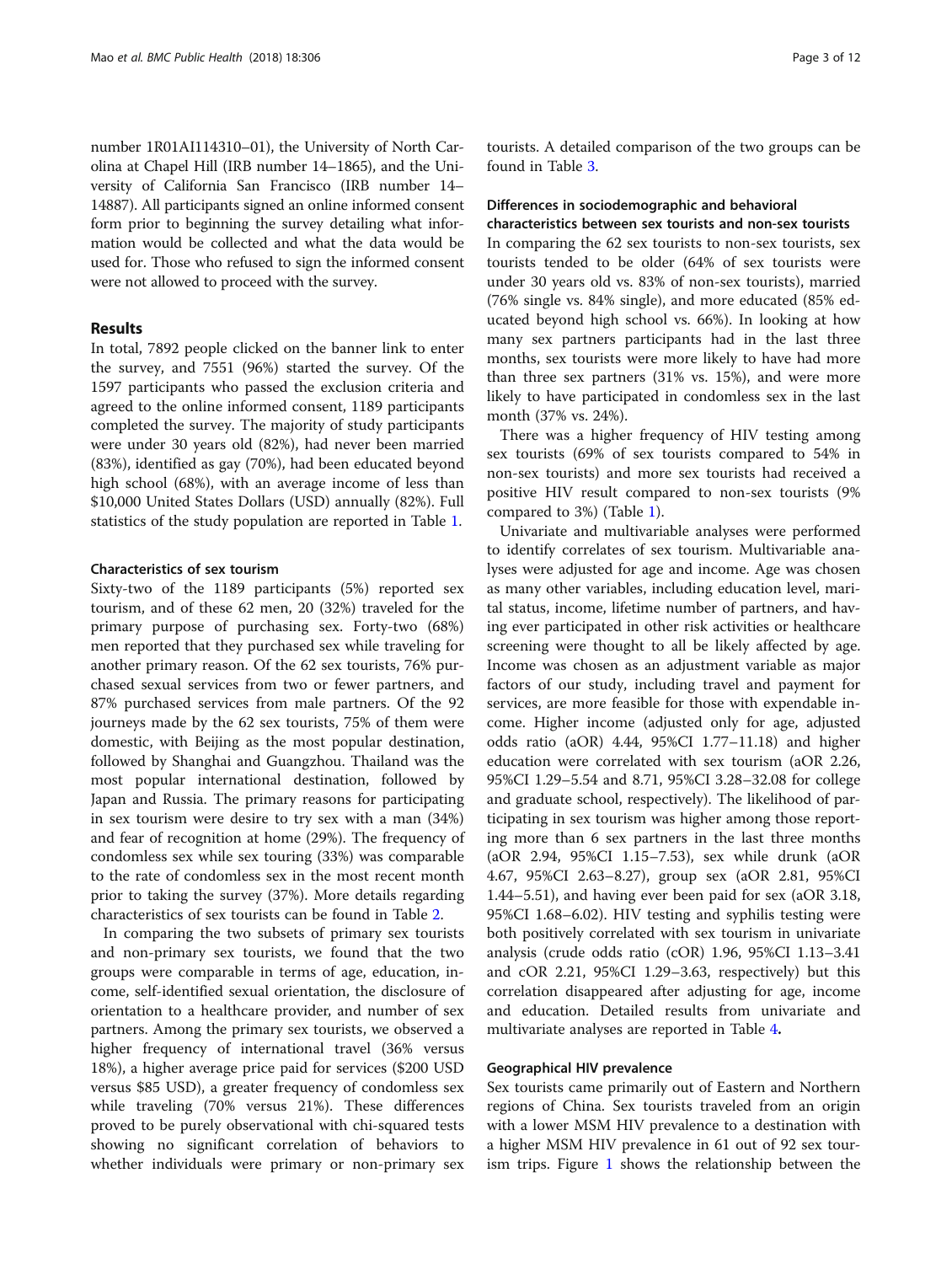number 1R01AI114310–01), the University of North Carolina at Chapel Hill (IRB number 14–1865), and the University of California San Francisco (IRB number 14–14887). All participants signed an online informed consent form prior to beginning the survey detailing what information would be collected and what the data would be used for. Those who refused to sign the informed consent were not allowed to proceed with the survey.

## Results

In total, 7892 people clicked on the banner link to enter the survey, and 7551 (96%) started the survey. Of the 1597 participants who passed the exclusion criteria and agreed to the online informed consent, 1189 participants completed the survey. The majority of study participants were under 30 years old (82%), had never been married (83%), identified as gay (70%), had been educated beyond high school (68%), with an average income of less than $10,000 United States Dollars (USD) annually (82%). Full statistics of the study population are reported in Table 1.

### Characteristics of sex tourism

Sixty-two of the 1189 participants (5%) reported sex tourism, and of these 62 men, 20 (32%) traveled for the primary purpose of purchasing sex. Forty-two (68%) men reported that they purchased sex while traveling for another primary reason. Of the 62 sex tourists, 76% purchased sexual services from two or fewer partners, and 87% purchased services from male partners. Of the 92 journeys made by the 62 sex tourists, 75% of them were domestic, with Beijing as the most popular destination, followed by Shanghai and Guangzhou. Thailand was the most popular international destination, followed by Japan and Russia. The primary reasons for participating in sex tourism were desire to try sex with a man (34%) and fear of recognition at home (29%). The frequency of condomless sex while sex touring (33%) was comparable to the rate of condomless sex in the most recent month prior to taking the survey (37%). More details regarding characteristics of sex tourists can be found in Table 2.

In comparing the two subsets of primary sex tourists and non-primary sex tourists, we found that the two groups were comparable in terms of age, education, income, self-identified sexual orientation, the disclosure of orientation to a healthcare provider, and number of sex partners. Among the primary sex tourists, we observed a higher frequency of international travel (36% versus 18%), a higher average price paid for services ($200 USD versus $85 USD), a greater frequency of condomless sex while traveling (70% versus 21%). These differences proved to be purely observational with chi-squared tests showing no significant correlation of behaviors to whether individuals were primary or non-primary sex tourists. A detailed comparison of the two groups can be found in Table 3.

### Differences in sociodemographic and behavioral characteristics between sex tourists and non-sex tourists

In comparing the 62 sex tourists to non-sex tourists, sex tourists tended to be older (64% of sex tourists were under 30 years old vs. 83% of non-sex tourists), married (76% single vs. 84% single), and more educated (85% educated beyond high school vs. 66%). In looking at how many sex partners participants had in the last three months, sex tourists were more likely to have had more than three sex partners (31% vs. 15%), and were more likely to have participated in condomless sex in the last month (37% vs. 24%).

There was a higher frequency of HIV testing among sex tourists (69% of sex tourists compared to 54% in non-sex tourists) and more sex tourists had received a positive HIV result compared to non-sex tourists (9% compared to 3%) (Table 1).

Univariate and multivariable analyses were performed to identify correlates of sex tourism. Multivariable analyses were adjusted for age and income. Age was chosen as many other variables, including education level, marital status, income, lifetime number of partners, and having ever participated in other risk activities or healthcare screening were thought to all be likely affected by age. Income was chosen as an adjustment variable as major factors of our study, including travel and payment for services, are more feasible for those with expendable income. Higher income (adjusted only for age, adjusted odds ratio (aOR) 4.44, 95%CI 1.77–11.18) and higher education were correlated with sex tourism (aOR 2.26, 95%CI 1.29–5.54 and 8.71, 95%CI 3.28–32.08 for college and graduate school, respectively). The likelihood of participating in sex tourism was higher among those reporting more than 6 sex partners in the last three months (aOR 2.94, 95%CI 1.15–7.53), sex while drunk (aOR 4.67, 95%CI 2.63–8.27), group sex (aOR 2.81, 95%CI 1.44–5.51), and having ever been paid for sex (aOR 3.18, 95%CI 1.68–6.02). HIV testing and syphilis testing were both positively correlated with sex tourism in univariate analysis (crude odds ratio (cOR) 1.96, 95%CI 1.13–3.41 and cOR 2.21, 95%CI 1.29–3.63, respectively) but this correlation disappeared after adjusting for age, income and education. Detailed results from univariate and multivariate analyses are reported in Table 4**.**

### Geographical HIV prevalence

Sex tourists came primarily out of Eastern and Northern regions of China. Sex tourists traveled from an origin with a lower MSM HIV prevalence to a destination with a higher MSM HIV prevalence in 61 out of 92 sex tourism trips. Figure 1 shows the relationship between the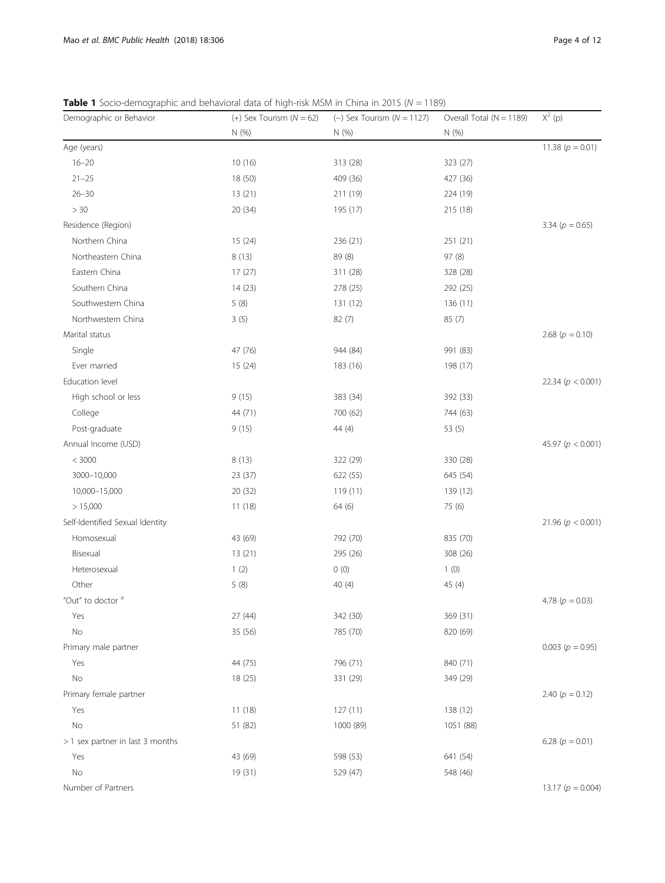**Table 1** Socio-demographic and behavioral data of high-risk MSM in China in 2015 ($N = 1189$)

| Demographic or Behavior | (+) Sex Tourism ($N = 62$) | (−) Sex Tourism ($N = 1127$) | Overall Total (N = 1189) | $X^2$ (p) |
|---|---|---|---|---|
| | N (%) | N (%) | N (%) | |
| Age (years) | | | | 11.38 ($p = 0.01$) |
| 16–20 | 10 (16) | 313 (28) | 323 (27) | |
| 21–25 | 18 (50) | 409 (36) | 427 (36) | |
| 26–30 | 13 (21) | 211 (19) | 224 (19) | |
| > 30 | 20 (34) | 195 (17) | 215 (18) | |
| Residence (Region) | | | | 3.34 ($p = 0.65$) |
| Northern China | 15 (24) | 236 (21) | 251 (21) | |
| Northeastern China | 8 (13) | 89 (8) | 97 (8) | |
| Eastern China | 17 (27) | 311 (28) | 328 (28) | |
| Southern China | 14 (23) | 278 (25) | 292 (25) | |
| Southwestern China | 5 (8) | 131 (12) | 136 (11) | |
| Northwestern China | 3 (5) | 82 (7) | 85 (7) | |
| Marital status | | | | 2.68 ($p = 0.10$) |
| Single | 47 (76) | 944 (84) | 991 (83) | |
| Ever married | 15 (24) | 183 (16) | 198 (17) | |
| Education level | | | | 22.34 ($p < 0.001$) |
| High school or less | 9 (15) | 383 (34) | 392 (33) | |
| College | 44 (71) | 700 (62) | 744 (63) | |
| Post-graduate | 9 (15) | 44 (4) | 53 (5) | |
| Annual Income (USD) | | | | 45.97 ($p < 0.001$) |
| < 3000 | 8 (13) | 322 (29) | 330 (28) | |
| 3000–10,000 | 23 (37) | 622 (55) | 645 (54) | |
| 10,000–15,000 | 20 (32) | 119 (11) | 139 (12) | |
| > 15,000 | 11 (18) | 64 (6) | 75 (6) | |
| Self-Identified Sexual Identity | | | | 21.96 ($p < 0.001$) |
| Homosexual | 43 (69) | 792 (70) | 835 (70) | |
| Bisexual | 13 (21) | 295 (26) | 308 (26) | |
| Heterosexual | 1 (2) | 0 (0) | 1 (0) | |
| Other | 5 (8) | 40 (4) | 45 (4) | |
| "Out" to doctor [a] | | | | 4.78 ($p = 0.03$) |
| Yes | 27 (44) | 342 (30) | 369 (31) | |
| No | 35 (56) | 785 (70) | 820 (69) | |
| Primary male partner | | | | 0.003 ($p = 0.95$) |
| Yes | 44 (75) | 796 (71) | 840 (71) | |
| No | 18 (25) | 331 (29) | 349 (29) | |
| Primary female partner | | | | 2.40 ($p = 0.12$) |
| Yes | 11 (18) | 127 (11) | 138 (12) | |
| No | 51 (82) | 1000 (89) | 1051 (88) | |
| > 1 sex partner in last 3 months | | | | 6.28 ($p = 0.01$) |
| Yes | 43 (69) | 598 (53) | 641 (54) | |
| No | 19 (31) | 529 (47) | 548 (46) | |
| Number of Partners | | | | 13.17 ($p = 0.004$) |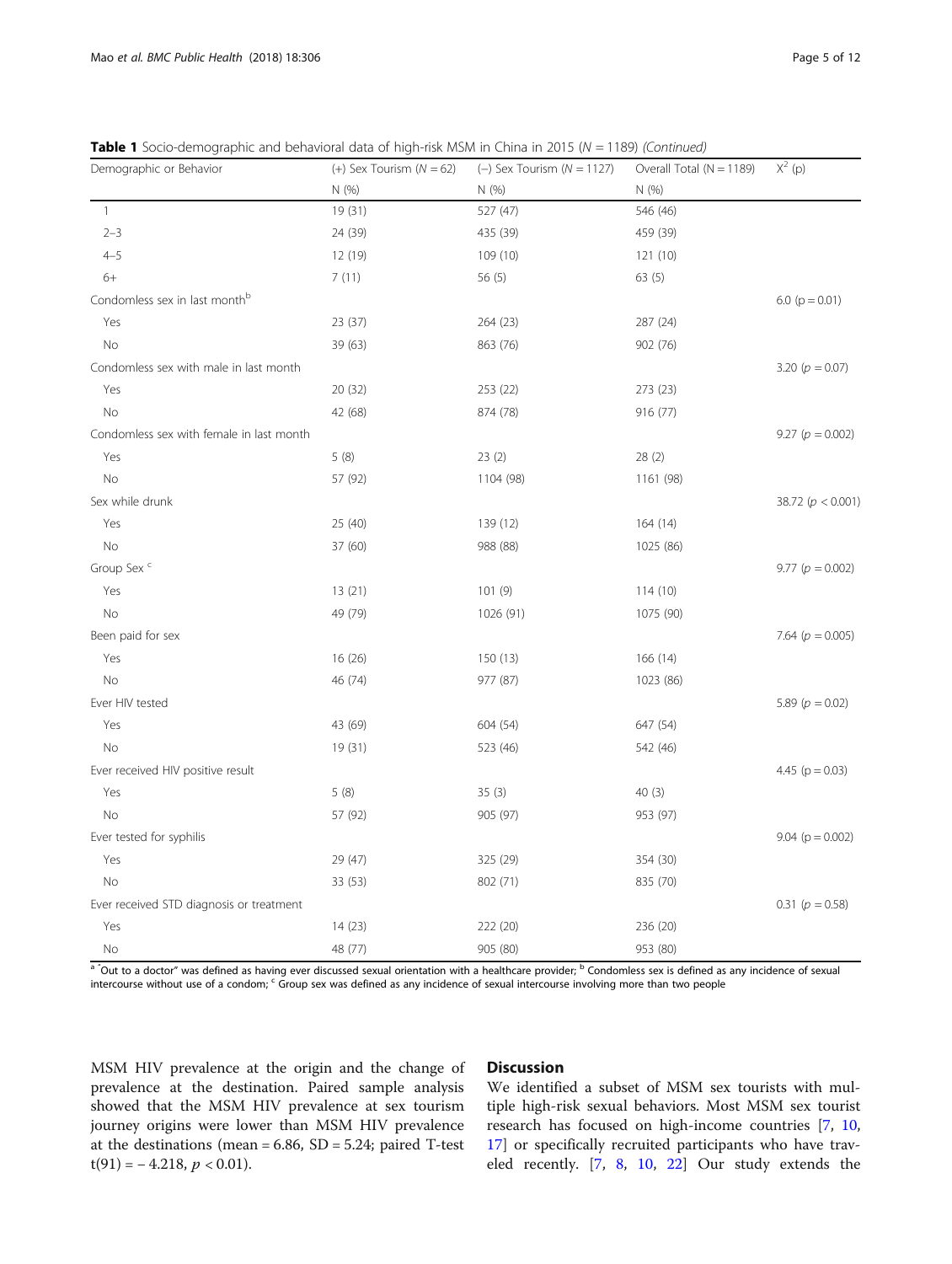**Table 1** Socio-demographic and behavioral data of high-risk MSM in China in 2015 ($N = 1189$) *(Continued)*

| Demographic or Behavior | (+) Sex Tourism ($N = 62$) | (−) Sex Tourism ($N = 1127$) | Overall Total (N = 1189) | $X^2$ (p) |
|---|---|---|---|---|
| | N (%) | N (%) | N (%) | |
| 1 | 19 (31) | 527 (47) | 546 (46) | |
| 2–3 | 24 (39) | 435 (39) | 459 (39) | |
| 4–5 | 12 (19) | 109 (10) | 121 (10) | |
| 6+ | 7 (11) | 56 (5) | 63 (5) | |
| Condomless sex in last month[b] | | | | 6.0 ($p = 0.01$) |
| Yes | 23 (37) | 264 (23) | 287 (24) | |
| No | 39 (63) | 863 (76) | 902 (76) | |
| Condomless sex with male in last month | | | | 3.20 ($p = 0.07$) |
| Yes | 20 (32) | 253 (22) | 273 (23) | |
| No | 42 (68) | 874 (78) | 916 (77) | |
| Condomless sex with female in last month | | | | 9.27 ($p = 0.002$) |
| Yes | 5 (8) | 23 (2) | 28 (2) | |
| No | 57 (92) | 1104 (98) | 1161 (98) | |
| Sex while drunk | | | | 38.72 ($p < 0.001$) |
| Yes | 25 (40) | 139 (12) | 164 (14) | |
| No | 37 (60) | 988 (88) | 1025 (86) | |
| Group Sex [c] | | | | 9.77 ($p = 0.002$) |
| Yes | 13 (21) | 101 (9) | 114 (10) | |
| No | 49 (79) | 1026 (91) | 1075 (90) | |
| Been paid for sex | | | | 7.64 ($p = 0.005$) |
| Yes | 16 (26) | 150 (13) | 166 (14) | |
| No | 46 (74) | 977 (87) | 1023 (86) | |
| Ever HIV tested | | | | 5.89 ($p = 0.02$) |
| Yes | 43 (69) | 604 (54) | 647 (54) | |
| No | 19 (31) | 523 (46) | 542 (46) | |
| Ever received HIV positive result | | | | 4.45 ($p = 0.03$) |
| Yes | 5 (8) | 35 (3) | 40 (3) | |
| No | 57 (92) | 905 (97) | 953 (97) | |
| Ever tested for syphilis | | | | 9.04 ($p = 0.002$) |
| Yes | 29 (47) | 325 (29) | 354 (30) | |
| No | 33 (53) | 802 (71) | 835 (70) | |
| Ever received STD diagnosis or treatment | | | | 0.31 ($p = 0.58$) |
| Yes | 14 (23) | 222 (20) | 236 (20) | |
| No | 48 (77) | 905 (80) | 953 (80) | |

[a] "Out to a doctor" was defined as having ever discussed sexual orientation with a healthcare provider; [b] Condomless sex is defined as any incidence of sexual intercourse without use of a condom; [c] Group sex was defined as any incidence of sexual intercourse involving more than two people

MSM HIV prevalence at the origin and the change of prevalence at the destination. Paired sample analysis showed that the MSM HIV prevalence at sex tourism journey origins were lower than MSM HIV prevalence at the destinations (mean = 6.86, SD = 5.24; paired T-test $t(91) = -4.218$, $p < 0.01$).

## Discussion

We identified a subset of MSM sex tourists with multiple high-risk sexual behaviors. Most MSM sex tourist research has focused on high-income countries [7, 10, 17] or specifically recruited participants who have traveled recently. [7, 8, 10, 22] Our study extends the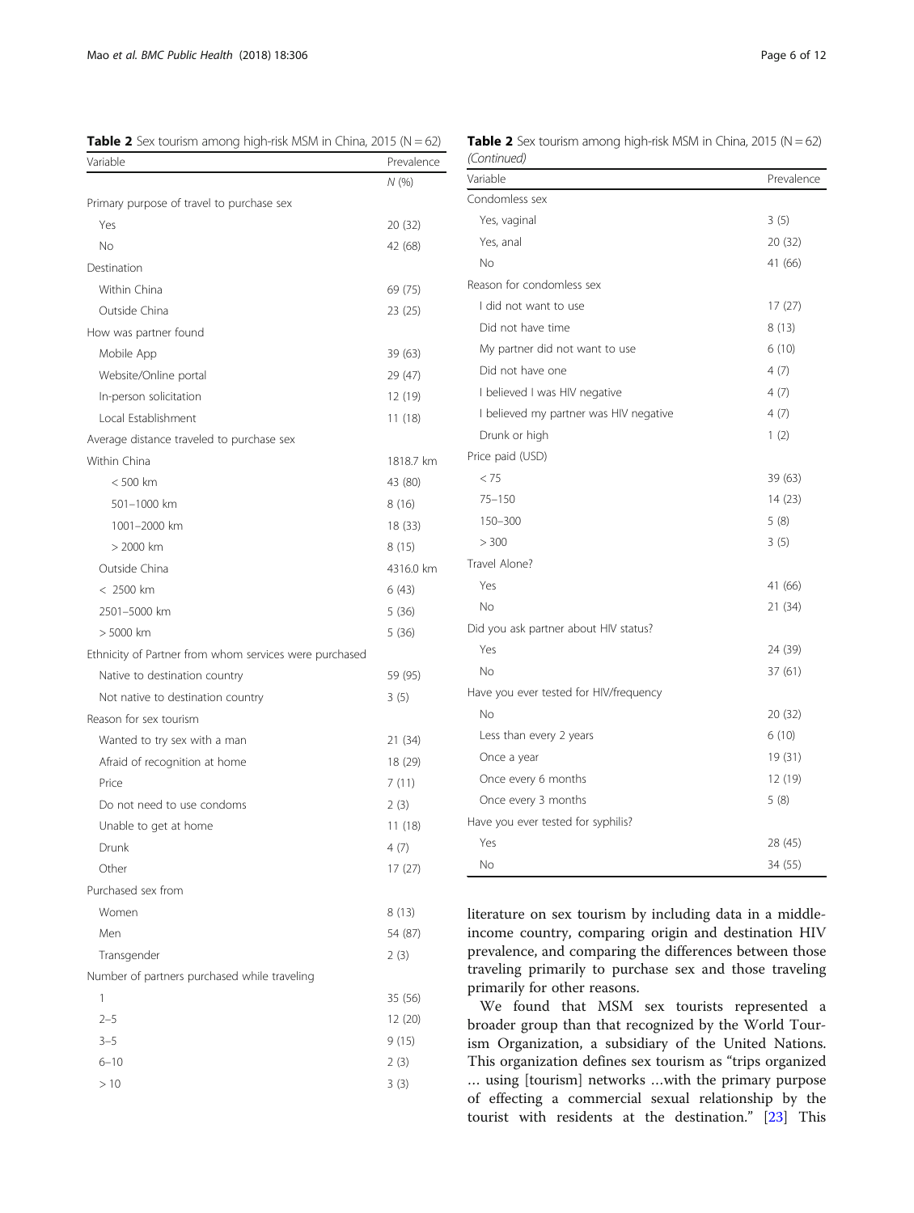**Table 2** Sex tourism among high-risk MSM in China, 2015 (N = 62)

| Variable | Prevalence |
| --- | --- |
| | N (%) |
| Primary purpose of travel to purchase sex | |
| Yes | 20 (32) |
| No | 42 (68) |
| Destination | |
| Within China | 69 (75) |
| Outside China | 23 (25) |
| How was partner found | |
| Mobile App | 39 (63) |
| Website/Online portal | 29 (47) |
| In-person solicitation | 12 (19) |
| Local Establishment | 11 (18) |
| Average distance traveled to purchase sex | |
| Within China | 1818.7 km |
| < 500 km | 43 (80) |
| 501–1000 km | 8 (16) |
| 1001–2000 km | 18 (33) |
| > 2000 km | 8 (15) |
| Outside China | 4316.0 km |
| < 2500 km | 6 (43) |
| 2501–5000 km | 5 (36) |
| > 5000 km | 5 (36) |
| Ethnicity of Partner from whom services were purchased | |
| Native to destination country | 59 (95) |
| Not native to destination country | 3 (5) |
| Reason for sex tourism | |
| Wanted to try sex with a man | 21 (34) |
| Afraid of recognition at home | 18 (29) |
| Price | 7 (11) |
| Do not need to use condoms | 2 (3) |
| Unable to get at home | 11 (18) |
| Drunk | 4 (7) |
| Other | 17 (27) |
| Purchased sex from | |
| Women | 8 (13) |
| Men | 54 (87) |
| Transgender | 2 (3) |
| Number of partners purchased while traveling | |
| 1 | 35 (56) |
| 2–5 | 12 (20) |
| 3–5 | 9 (15) |
| 6–10 | 2 (3) |
| > 10 | 3 (3) |
| Condomless sex | |
| Yes, vaginal | 3 (5) |
| Yes, anal | 20 (32) |
| No | 41 (66) |
| Reason for condomless sex | |
| I did not want to use | 17 (27) |
| Did not have time | 8 (13) |
| My partner did not want to use | 6 (10) |
| Did not have one | 4 (7) |
| I believed I was HIV negative | 4 (7) |
| I believed my partner was HIV negative | 4 (7) |
| Drunk or high | 1 (2) |
| Price paid (USD) | |
| < 75 | 39 (63) |
| 75–150 | 14 (23) |
| 150–300 | 5 (8) |
| > 300 | 3 (5) |
| Travel Alone? | |
| Yes | 41 (66) |
| No | 21 (34) |
| Did you ask partner about HIV status? | |
| Yes | 24 (39) |
| No | 37 (61) |
| Have you ever tested for HIV/frequency | |
| No | 20 (32) |
| Less than every 2 years | 6 (10) |
| Once a year | 19 (31) |
| Once every 6 months | 12 (19) |
| Once every 3 months | 5 (8) |
| Have you ever tested for syphilis? | |
| Yes | 28 (45) |
| No | 34 (55) |

literature on sex tourism by including data in a middle-income country, comparing origin and destination HIV prevalence, and comparing the differences between those traveling primarily to purchase sex and those traveling primarily for other reasons.

We found that MSM sex tourists represented a broader group than that recognized by the World Tourism Organization, a subsidiary of the United Nations. This organization defines sex tourism as "trips organized … using [tourism] networks …with the primary purpose of effecting a commercial sexual relationship by the tourist with residents at the destination." [23] This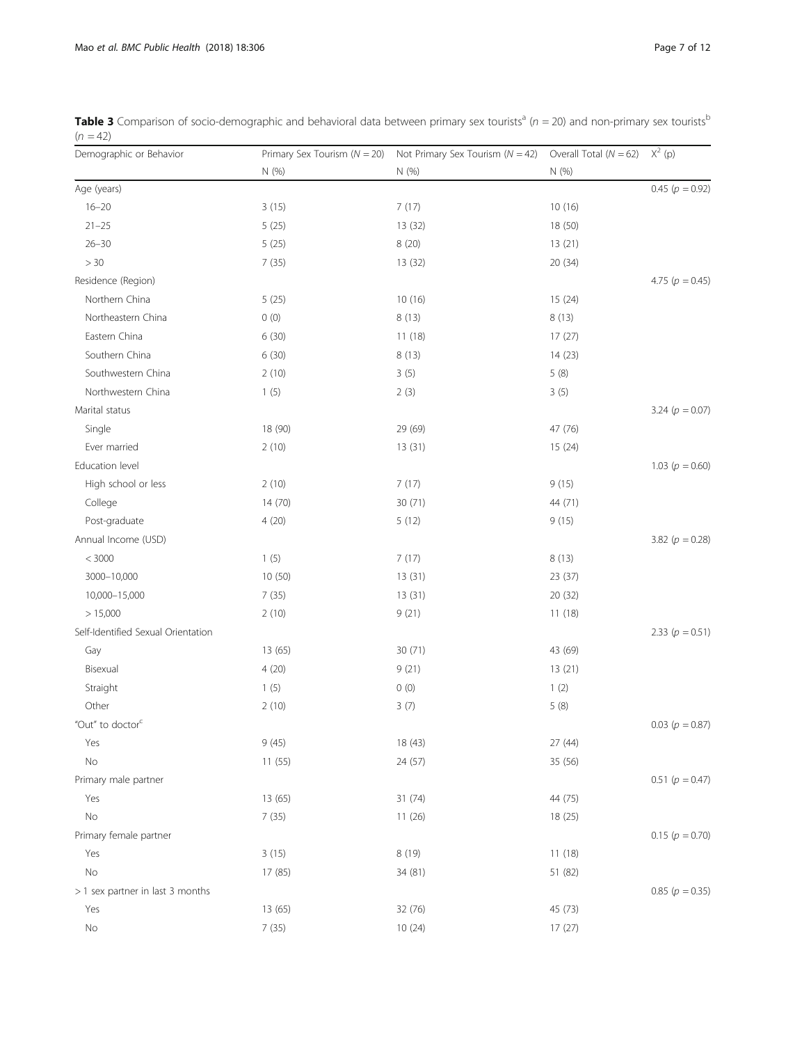**Table 3** Comparison of socio-demographic and behavioral data between primary sex tourists[a] ($n = 20$) and non-primary sex tourists[b] ($n = 42$)

| Demographic or Behavior | Primary Sex Tourism ($N = 20$) | Not Primary Sex Tourism ($N = 42$) | Overall Total ($N = 62$) | $X^2$ (p) |
|---|---|---|---|---|
| | N (%) | N (%) | N (%) | |
| Age (years) | | | | 0.45 ($p = 0.92$) |
| 16–20 | 3 (15) | 7 (17) | 10 (16) | |
| 21–25 | 5 (25) | 13 (32) | 18 (50) | |
| 26–30 | 5 (25) | 8 (20) | 13 (21) | |
| > 30 | 7 (35) | 13 (32) | 20 (34) | |
| Residence (Region) | | | | 4.75 ($p = 0.45$) |
| Northern China | 5 (25) | 10 (16) | 15 (24) | |
| Northeastern China | 0 (0) | 8 (13) | 8 (13) | |
| Eastern China | 6 (30) | 11 (18) | 17 (27) | |
| Southern China | 6 (30) | 8 (13) | 14 (23) | |
| Southwestern China | 2 (10) | 3 (5) | 5 (8) | |
| Northwestern China | 1 (5) | 2 (3) | 3 (5) | |
| Marital status | | | | 3.24 ($p = 0.07$) |
| Single | 18 (90) | 29 (69) | 47 (76) | |
| Ever married | 2 (10) | 13 (31) | 15 (24) | |
| Education level | | | | 1.03 ($p = 0.60$) |
| High school or less | 2 (10) | 7 (17) | 9 (15) | |
| College | 14 (70) | 30 (71) | 44 (71) | |
| Post-graduate | 4 (20) | 5 (12) | 9 (15) | |
| Annual Income (USD) | | | | 3.82 ($p = 0.28$) |
| < 3000 | 1 (5) | 7 (17) | 8 (13) | |
| 3000–10,000 | 10 (50) | 13 (31) | 23 (37) | |
| 10,000–15,000 | 7 (35) | 13 (31) | 20 (32) | |
| > 15,000 | 2 (10) | 9 (21) | 11 (18) | |
| Self-Identified Sexual Orientation | | | | 2.33 ($p = 0.51$) |
| Gay | 13 (65) | 30 (71) | 43 (69) | |
| Bisexual | 4 (20) | 9 (21) | 13 (21) | |
| Straight | 1 (5) | 0 (0) | 1 (2) | |
| Other | 2 (10) | 3 (7) | 5 (8) | |
| "Out" to doctor[c] | | | | 0.03 ($p = 0.87$) |
| Yes | 9 (45) | 18 (43) | 27 (44) | |
| No | 11 (55) | 24 (57) | 35 (56) | |
| Primary male partner | | | | 0.51 ($p = 0.47$) |
| Yes | 13 (65) | 31 (74) | 44 (75) | |
| No | 7 (35) | 11 (26) | 18 (25) | |
| Primary female partner | | | | 0.15 ($p = 0.70$) |
| Yes | 3 (15) | 8 (19) | 11 (18) | |
| No | 17 (85) | 34 (81) | 51 (82) | |
| > 1 sex partner in last 3 months | | | | 0.85 ($p = 0.35$) |
| Yes | 13 (65) | 32 (76) | 45 (73) | |
| No | 7 (35) | 10 (24) | 17 (27) | |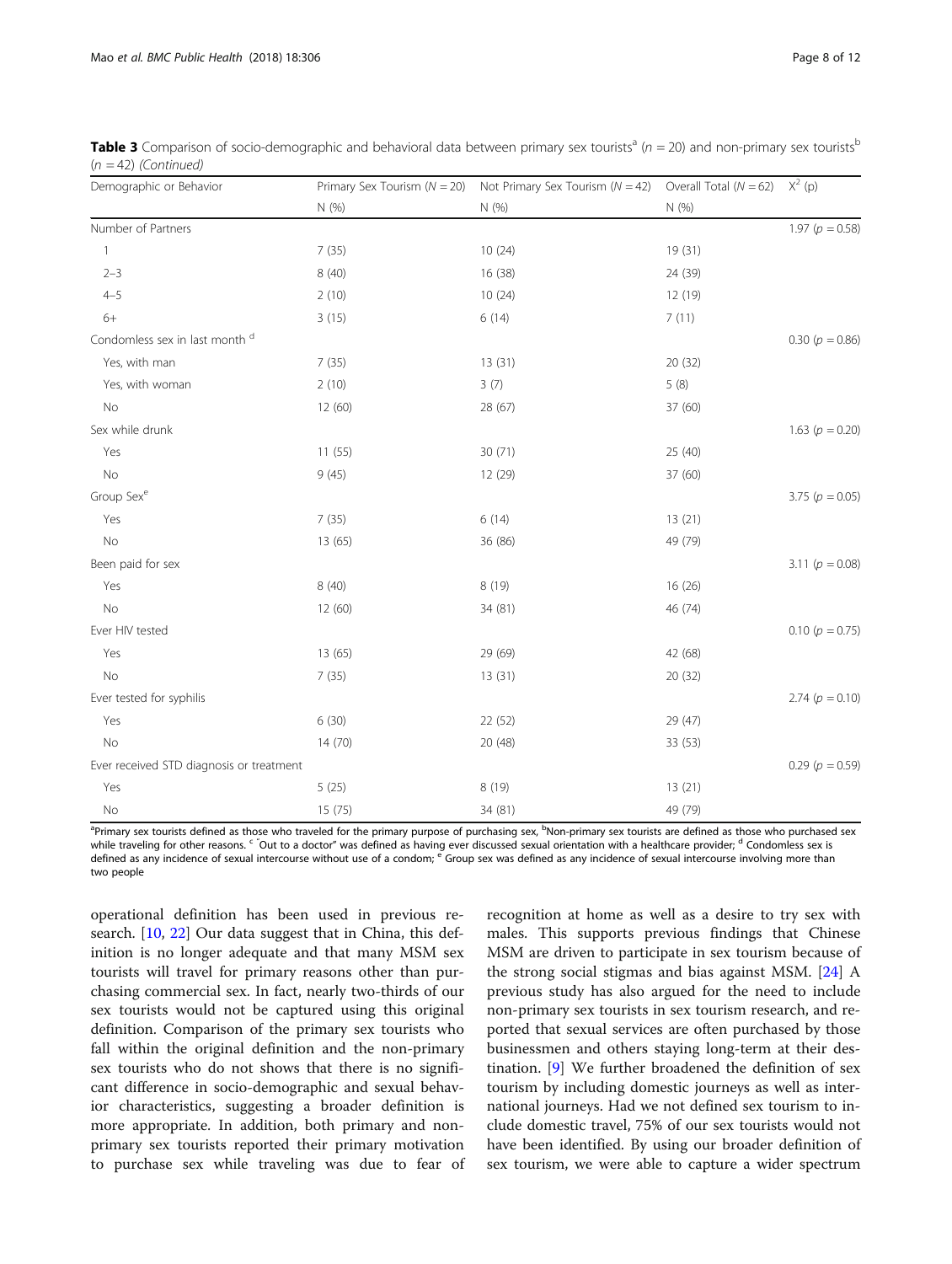**Table 3** Comparison of socio-demographic and behavioral data between primary sex tourists[a] ($n = 20$) and non-primary sex tourists[b] ($n = 42$) *(Continued)*

| Demographic or Behavior | Primary Sex Tourism ($N = 20$) | Not Primary Sex Tourism ($N = 42$) | Overall Total ($N = 62$) | $X^2$ (p) |
|---|---|---|---|---|
| | N (%) | N (%) | N (%) | |
| Number of Partners | | | | 1.97 ($p = 0.58$) |
| 1 | 7 (35) | 10 (24) | 19 (31) | |
| 2–3 | 8 (40) | 16 (38) | 24 (39) | |
| 4–5 | 2 (10) | 10 (24) | 12 (19) | |
| 6+ | 3 (15) | 6 (14) | 7 (11) | |
| Condomless sex in last month [d] | | | | 0.30 ($p = 0.86$) |
| Yes, with man | 7 (35) | 13 (31) | 20 (32) | |
| Yes, with woman | 2 (10) | 3 (7) | 5 (8) | |
| No | 12 (60) | 28 (67) | 37 (60) | |
| Sex while drunk | | | | 1.63 ($p = 0.20$) |
| Yes | 11 (55) | 30 (71) | 25 (40) | |
| No | 9 (45) | 12 (29) | 37 (60) | |
| Group Sex[e] | | | | 3.75 ($p = 0.05$) |
| Yes | 7 (35) | 6 (14) | 13 (21) | |
| No | 13 (65) | 36 (86) | 49 (79) | |
| Been paid for sex | | | | 3.11 ($p = 0.08$) |
| Yes | 8 (40) | 8 (19) | 16 (26) | |
| No | 12 (60) | 34 (81) | 46 (74) | |
| Ever HIV tested | | | | 0.10 ($p = 0.75$) |
| Yes | 13 (65) | 29 (69) | 42 (68) | |
| No | 7 (35) | 13 (31) | 20 (32) | |
| Ever tested for syphilis | | | | 2.74 ($p = 0.10$) |
| Yes | 6 (30) | 22 (52) | 29 (47) | |
| No | 14 (70) | 20 (48) | 33 (53) | |
| Ever received STD diagnosis or treatment | | | | 0.29 ($p = 0.59$) |
| Yes | 5 (25) | 8 (19) | 13 (21) | |
| No | 15 (75) | 34 (81) | 49 (79) | |

[a]Primary sex tourists defined as those who traveled for the primary purpose of purchasing sex, [b]Non-primary sex tourists are defined as those who purchased sex while traveling for other reasons. [c] "Out to a doctor" was defined as having ever discussed sexual orientation with a healthcare provider; [d] Condomless sex is defined as any incidence of sexual intercourse without use of a condom; [e] Group sex was defined as any incidence of sexual intercourse involving more than two people

operational definition has been used in previous research. [10, 22] Our data suggest that in China, this definition is no longer adequate and that many MSM sex tourists will travel for primary reasons other than purchasing commercial sex. In fact, nearly two-thirds of our sex tourists would not be captured using this original definition. Comparison of the primary sex tourists who fall within the original definition and the non-primary sex tourists who do not shows that there is no significant difference in socio-demographic and sexual behavior characteristics, suggesting a broader definition is more appropriate. In addition, both primary and non-primary sex tourists reported their primary motivation to purchase sex while traveling was due to fear of recognition at home as well as a desire to try sex with males. This supports previous findings that Chinese MSM are driven to participate in sex tourism because of the strong social stigmas and bias against MSM. [24] A previous study has also argued for the need to include non-primary sex tourists in sex tourism research, and reported that sexual services are often purchased by those businessmen and others staying long-term at their destination. [9] We further broadened the definition of sex tourism by including domestic journeys as well as international journeys. Had we not defined sex tourism to include domestic travel, 75% of our sex tourists would not have been identified. By using our broader definition of sex tourism, we were able to capture a wider spectrum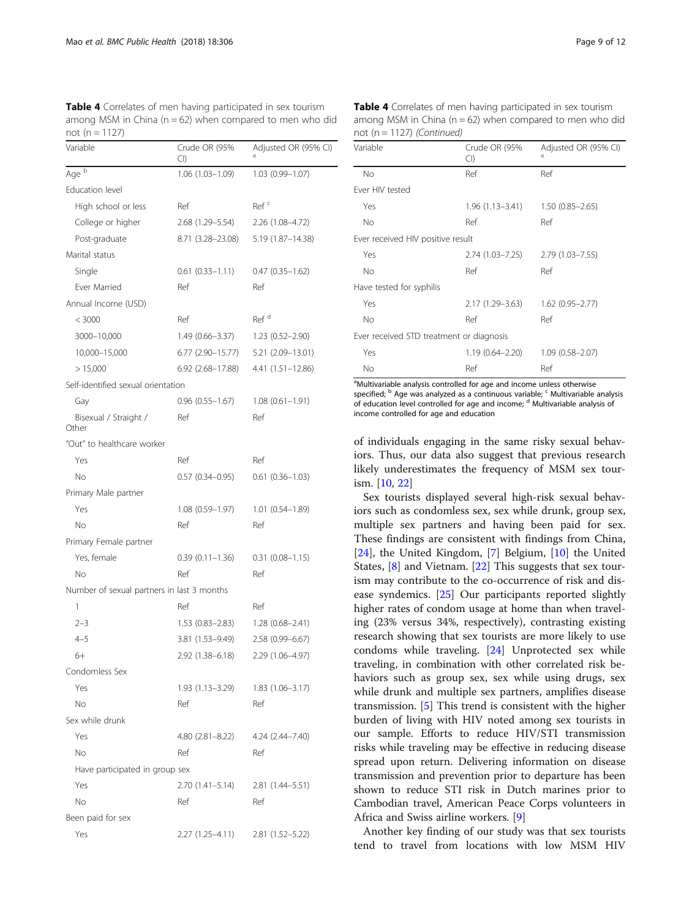**Table 4** Correlates of men having participated in sex tourism among MSM in China (n = 62) when compared to men who did not (n = 1127)

| Variable | Crude OR (95% CI) | Adjusted OR (95% CI) [a] |
|---|---|---|
| Age [b] | 1.06 (1.03–1.09) | 1.03 (0.99–1.07) |
| Education level | | |
| High school or less | Ref | Ref [c] |
| College or higher | 2.68 (1.29–5.54) | 2.26 (1.08–4.72) |
| Post-graduate | 8.71 (3.28–23.08) | 5.19 (1.87–14.38) |
| Marital status | | |
| Single | 0.61 (0.33–1.11) | 0.47 (0.35–1.62) |
| Ever Married | Ref | Ref |
| Annual Income (USD) | | |
| < 3000 | Ref | Ref [d] |
| 3000–10,000 | 1.49 (0.66–3.37) | 1.23 (0.52–2.90) |
| 10,000–15,000 | 6.77 (2.90–15.77) | 5.21 (2.09–13.01) |
| > 15,000 | 6.92 (2.68–17.88) | 4.41 (1.51–12.86) |
| Self-identified sexual orientation | | |
| Gay | 0.96 (0.55–1.67) | 1.08 (0.61–1.91) |
| Bisexual / Straight / Other | Ref | Ref |
| "Out" to healthcare worker | | |
| Yes | Ref | Ref |
| No | 0.57 (0.34–0.95) | 0.61 (0.36–1.03) |
| Primary Male partner | | |
| Yes | 1.08 (0.59–1.97) | 1.01 (0.54–1.89) |
| No | Ref | Ref |
| Primary Female partner | | |
| Yes, female | 0.39 (0.11–1.36) | 0.31 (0.08–1.15) |
| No | Ref | Ref |
| Number of sexual partners in last 3 months | | |
| 1 | Ref | Ref |
| 2–3 | 1.53 (0.83–2.83) | 1.28 (0.68–2.41) |
| 4–5 | 3.81 (1.53–9.49) | 2.58 (0.99–6.67) |
| 6+ | 2.92 (1.38–6.18) | 2.29 (1.06–4.97) |
| Condomless Sex | | |
| Yes | 1.93 (1.13–3.29) | 1.83 (1.06–3.17) |
| No | Ref | Ref |
| Sex while drunk | | |
| Yes | 4.80 (2.81–8.22) | 4.24 (2.44–7.40) |
| No | Ref | Ref |
| Have participated in group sex | | |
| Yes | 2.70 (1.41–5.14) | 2.81 (1.44–5.51) |
| No | Ref | Ref |
| Been paid for sex | | |
| Yes | 2.27 (1.25–4.11) | 2.81 (1.52–5.22) |
| No | Ref | Ref |
| Ever HIV tested | | |
| Yes | 1.96 (1.13–3.41) | 1.50 (0.85–2.65) |
| No | Ref | Ref |
| Ever received HIV positive result | | |
| Yes | 2.74 (1.03–7.25) | 2.79 (1.03–7.55) |
| No | Ref | Ref |
| Have tested for syphilis | | |
| Yes | 2.17 (1.29–3.63) | 1.62 (0.95–2.77) |
| No | Ref | Ref |
| Ever received STD treatment or diagnosis | | |
| Yes | 1.19 (0.64–2.20) | 1.09 (0.58–2.07) |
| No | Ref | Ref |

[a]Multivariable analysis controlled for age and income unless otherwise specified; [b] Age was analyzed as a continuous variable; [c] Multivariable analysis of education level controlled for age and income; [d] Multivariable analysis of income controlled for age and education

of individuals engaging in the same risky sexual behaviors. Thus, our data also suggest that previous research likely underestimates the frequency of MSM sex tourism. [10, 22]

Sex tourists displayed several high-risk sexual behaviors such as condomless sex, sex while drunk, group sex, multiple sex partners and having been paid for sex. These findings are consistent with findings from China, [24], the United Kingdom, [7] Belgium, [10] the United States, [8] and Vietnam. [22] This suggests that sex tourism may contribute to the co-occurrence of risk and disease syndemics. [25] Our participants reported slightly higher rates of condom usage at home than when traveling (23% versus 34%, respectively), contrasting existing research showing that sex tourists are more likely to use condoms while traveling. [24] Unprotected sex while traveling, in combination with other correlated risk behaviors such as group sex, sex while using drugs, sex while drunk and multiple sex partners, amplifies disease transmission. [5] This trend is consistent with the higher burden of living with HIV noted among sex tourists in our sample. Efforts to reduce HIV/STI transmission risks while traveling may be effective in reducing disease spread upon return. Delivering information on disease transmission and prevention prior to departure has been shown to reduce STI risk in Dutch marines prior to Cambodian travel, American Peace Corps volunteers in Africa and Swiss airline workers. [9]

Another key finding of our study was that sex tourists tend to travel from locations with low MSM HIV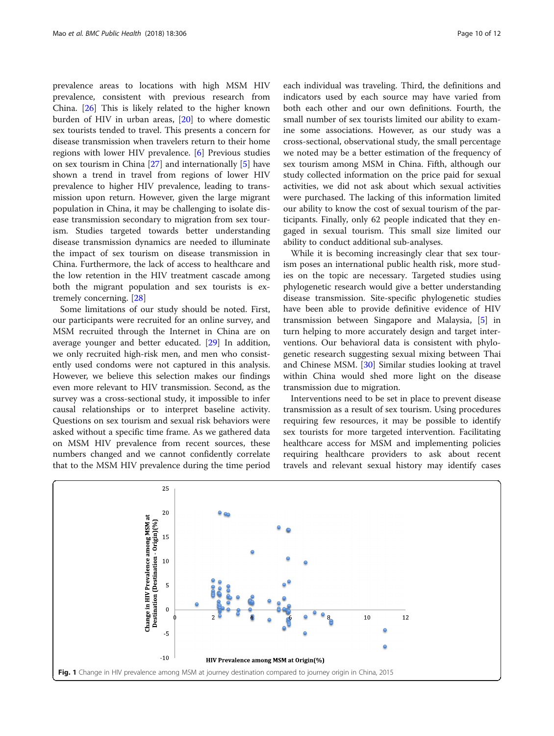prevalence areas to locations with high MSM HIV prevalence, consistent with previous research from China. [26] This is likely related to the higher known burden of HIV in urban areas, [20] to where domestic sex tourists tended to travel. This presents a concern for disease transmission when travelers return to their home regions with lower HIV prevalence. [6] Previous studies on sex tourism in China [27] and internationally [5] have shown a trend in travel from regions of lower HIV prevalence to higher HIV prevalence, leading to transmission upon return. However, given the large migrant population in China, it may be challenging to isolate disease transmission secondary to migration from sex tourism. Studies targeted towards better understanding disease transmission dynamics are needed to illuminate the impact of sex tourism on disease transmission in China. Furthermore, the lack of access to healthcare and the low retention in the HIV treatment cascade among both the migrant population and sex tourists is extremely concerning. [28]

Some limitations of our study should be noted. First, our participants were recruited for an online survey, and MSM recruited through the Internet in China are on average younger and better educated. [29] In addition, we only recruited high-risk men, and men who consistently used condoms were not captured in this analysis. However, we believe this selection makes our findings even more relevant to HIV transmission. Second, as the survey was a cross-sectional study, it impossible to infer causal relationships or to interpret baseline activity. Questions on sex tourism and sexual risk behaviors were asked without a specific time frame. As we gathered data on MSM HIV prevalence from recent sources, these numbers changed and we cannot confidently correlate that to the MSM HIV prevalence during the time period each individual was traveling. Third, the definitions and indicators used by each source may have varied from both each other and our own definitions. Fourth, the small number of sex tourists limited our ability to examine some associations. However, as our study was a cross-sectional, observational study, the small percentage we noted may be a better estimation of the frequency of sex tourism among MSM in China. Fifth, although our study collected information on the price paid for sexual activities, we did not ask about which sexual activities were purchased. The lacking of this information limited our ability to know the cost of sexual tourism of the participants. Finally, only 62 people indicated that they engaged in sexual tourism. This small size limited our ability to conduct additional sub-analyses.

While it is becoming increasingly clear that sex tourism poses an international public health risk, more studies on the topic are necessary. Targeted studies using phylogenetic research would give a better understanding disease transmission. Site-specific phylogenetic studies have been able to provide definitive evidence of HIV transmission between Singapore and Malaysia, [5] in turn helping to more accurately design and target interventions. Our behavioral data is consistent with phylogenetic research suggesting sexual mixing between Thai and Chinese MSM. [30] Similar studies looking at travel within China would shed more light on the disease transmission due to migration.

Interventions need to be set in place to prevent disease transmission as a result of sex tourism. Using procedures requiring few resources, it may be possible to identify sex tourists for more targeted intervention. Facilitating healthcare access for MSM and implementing policies requiring healthcare providers to ask about recent travels and relevant sexual history may identify cases

**Fig. 1** Change in HIV prevalence among MSM at journey destination compared to journey origin in China, 2015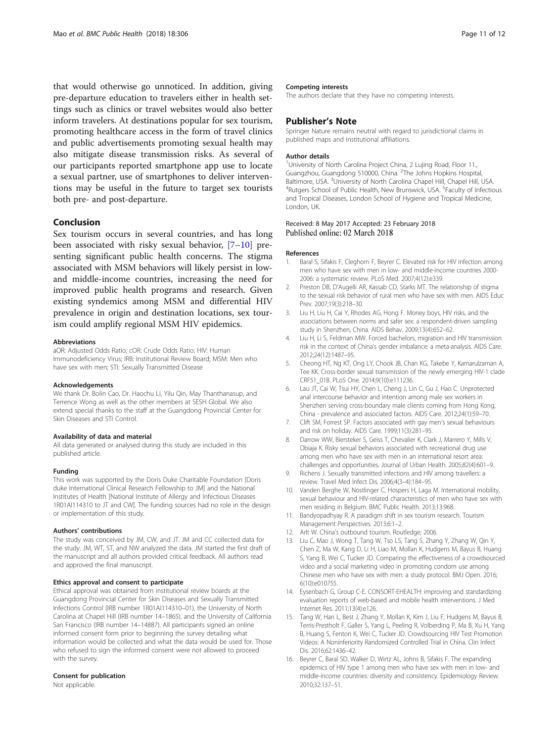that would otherwise go unnoticed. In addition, giving pre-departure education to travelers either in health settings such as clinics or travel websites would also better inform travelers. At destinations popular for sex tourism, promoting healthcare access in the form of travel clinics and public advertisements promoting sexual health may also mitigate disease transmission risks. As several of our participants reported smartphone app use to locate a sexual partner, use of smartphones to deliver interventions may be useful in the future to target sex tourists both pre- and post-departure.

## Conclusion

Sex tourism occurs in several countries, and has long been associated with risky sexual behavior, [7–10] presenting significant public health concerns. The stigma associated with MSM behaviors will likely persist in low- and middle-income countries, increasing the need for improved public health programs and research. Given existing syndemics among MSM and differential HIV prevalence in origin and destination locations, sex tourism could amplify regional MSM HIV epidemics.

#### Abbreviations

aOR: Adjusted Odds Ratio; cOR: Crude Odds Ratio; HIV: Human Immunodeficiency Virus; IRB: Institutional Review Board; MSM: Men who have sex with men; STI: Sexually Transmitted Disease

#### Acknowledgements

We thank Dr. Bolin Cao, Dr. Haochu Li, Yilu Qin, May Thanthanasup, and Terrence Wong as well as the other members at SESH Global. We also extend special thanks to the staff at the Guangdong Provincial Center for Skin Diseases and STI Control.

#### Availability of data and material

All data generated or analysed during this study are included in this published article.

#### Funding

This work was supported by the Doris Duke Charitable Foundation [Doris duke International Clinical Research Fellowship to JM] and the National Institutes of Health [National Institute of Allergy and Infectious Diseases 1R01AI114310 to JT and CW]. The funding sources had no role in the design or implementation of this study.

#### Authors' contributions

The study was conceived by JM, CW, and JT. JM and CC collected data for the study. JM, WT, ST, and NW analyzed the data. JM started the first draft of the manuscript and all authors provided critical feedback. All authors read and approved the final manuscript.

#### Ethics approval and consent to participate

Ethical approval was obtained from institutional review boards at the Guangdong Provincial Center for Skin Diseases and Sexually Transmitted Infections Control (IRB number 1R01AI114310–01), the University of North Carolina at Chapel Hill (IRB number 14–1865), and the University of California San Francisco (IRB number 14–14887). All participants signed an online informed consent form prior to beginning the survey detailing what information would be collected and what the data would be used for. Those who refused to sign the informed consent were not allowed to proceed with the survey.

#### Consent for publication

Not applicable.

#### Competing interests

The authors declare that they have no competing interests.

## Publisher's Note

Springer Nature remains neutral with regard to jurisdictional claims in published maps and institutional affiliations.

#### Author details

[1]University of North Carolina Project China, 2 Lujing Road, Floor 11., Guangzhou, Guangdong 510000, China. [2]The Johns Hopkins Hospital, Baltimore, USA. [3]University of North Carolina Chapel Hill, Chapel Hill, USA. [4]Rutgers School of Public Health, New Brunswick, USA. [5]Faculty of Infectious and Tropical Diseases, London School of Hygiene and Tropical Medicine, London, UK.

Received: 8 May 2017 Accepted: 23 February 2018
Published online: 02 March 2018

#### References

1. Baral S, Sifakis F, Cleghorn F, Beyrer C. Elevated risk for HIV infection among men who have sex with men in low- and middle-income countries 2000-2006: a systematic review. PLoS Med. 2007;4(12):e339.
2. Preston DB, D'Augelli AR, Kassab CD, Starks MT. The relationship of stigma to the sexual risk behavior of rural men who have sex with men. AIDS Educ Prev. 2007;19(3):218–30.
3. Liu H, Liu H, Cai Y, Rhodes AG, Hong F. Money boys, HIV risks, and the associations between norms and safer sex: a respondent-driven sampling study in Shenzhen, China. AIDS Behav. 2009;13(4):652–62.
4. Liu H, Li S, Feldman MW. Forced bachelors, migration and HIV transmission risk in the context of China's gender imbalance: a meta-analysis. AIDS Care. 2012;24(12):1487–95.
5. Cheong HT, Ng KT, Ong LY, Chook JB, Chan KG, Takebe Y, Kamarulzaman A, Tee KK. Cross-border sexual transmission of the newly emerging HIV-1 clade CRF51_01B. PLoS One. 2014;9(10):e111236.
6. Lau JT, Cai W, Tsui HY, Chen L, Cheng J, Lin C, Gu J, Hao C. Unprotected anal intercourse behavior and intention among male sex workers in Shenzhen serving cross-boundary male clients coming from Hong Kong, China - prevalence and associated factors. AIDS Care. 2012;24(1):59–70.
7. Clift SM, Forrest SP. Factors associated with gay men's sexual behaviours and risk on holiday. AIDS Care. 1999;11(3):281–95.
8. Darrow WW, Biersteker S, Geiss T, Chevalier K, Clark J, Marrero Y, Mills V, Obiaja K. Risky sexual behaviors associated with recreational drug use among men who have sex with men in an international resort area: challenges and opportunities. Journal of Urban Health. 2005;82(4):601–9.
9. Richens J. Sexually transmitted infections and HIV among travellers: a review. Travel Med Infect Dis. 2006;4(3–4):184–95.
10. Vanden Berghe W, Nostlinger C, Hospers H, Laga M. International mobility, sexual behaviour and HIV-related characteristics of men who have sex with men residing in Belgium. BMC Public Health. 2013;13:968.
11. Bandyopadhyay R. A paradigm shift in sex tourism research. Tourism Management Perspectives. 2013;6:1–2.
12. Arlt W. China's outbound tourism. Routledge; 2006.
13. Liu C, Mao J, Wong T, Tang W, Tso LS, Tang S, Zhang Y, Zhang W, Qin Y, Chen Z, Ma W, Kang D, Li H, Liao M, Mollan K, Hudgens M, Bayus B, Huang S, Yang B, Wei C, Tucker JD. Comparing the effectiveness of a crowdsourced video and a social marketing video in promoting condom use among Chinese men who have sex with men: a study protocol. BMJ Open. 2016; 6(10):e010755.
14. Eysenbach G, Group C-E. CONSORT-EHEALTH: improving and standardizing evaluation reports of web-based and mobile health interventions. J Med Internet Res. 2011;13(4):e126.
15. Tang W, Han L, Best J, Zhang Y, Mollan K, Kim J, Liu F, Hudgens M, Bayus B, Terris-Prestholt F, Galler S, Yang L, Peeling R, Volberding P, Ma B, Xu H, Yang B, Huang S, Fenton K, Wei C, Tucker JD. Crowdsourcing HIV Test Promotion Videos: A Noninferiority Randomized Controlled Trial in China. Clin Infect Dis. 2016;62:1436–42.
16. Beyrer C, Baral SD, Walker D, Wirtz AL, Johns B, Sifakis F. The expanding epidemics of HIV type 1 among men who have sex with men in low- and middle-income countries: diversity and consistency. Epidemiology Review. 2010;32:137–51.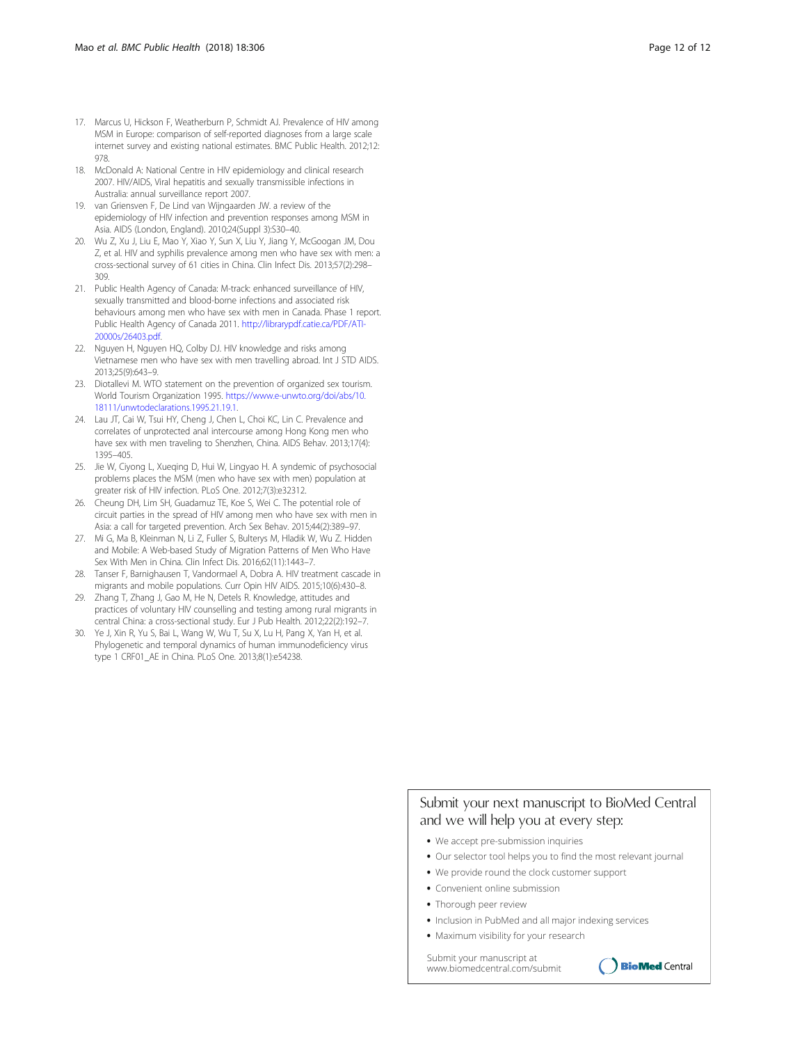17. Marcus U, Hickson F, Weatherburn P, Schmidt AJ. Prevalence of HIV among MSM in Europe: comparison of self-reported diagnoses from a large scale internet survey and existing national estimates. BMC Public Health. 2012;12:978.
18. McDonald A: National Centre in HIV epidemiology and clinical research 2007. HIV/AIDS, Viral hepatitis and sexually transmissible infections in Australia: annual surveillance report 2007.
19. van Griensven F, De Lind van Wijngaarden JW. a review of the epidemiology of HIV infection and prevention responses among MSM in Asia. AIDS (London, England). 2010;24(Suppl 3):S30–40.
20. Wu Z, Xu J, Liu E, Mao Y, Xiao Y, Sun X, Liu Y, Jiang Y, McGoogan JM, Dou Z, et al. HIV and syphilis prevalence among men who have sex with men: a cross-sectional survey of 61 cities in China. Clin Infect Dis. 2013;57(2):298–309.
21. Public Health Agency of Canada: M-track: enhanced surveillance of HIV, sexually transmitted and blood-borne infections and associated risk behaviours among men who have sex with men in Canada. Phase 1 report. Public Health Agency of Canada 2011. http://librarypdf.catie.ca/PDF/ATI-20000s/26403.pdf.
22. Nguyen H, Nguyen HQ, Colby DJ. HIV knowledge and risks among Vietnamese men who have sex with men travelling abroad. Int J STD AIDS. 2013;25(9):643–9.
23. Diotallevi M. WTO statement on the prevention of organized sex tourism. World Tourism Organization 1995. https://www.e-unwto.org/doi/abs/10.18111/unwtodeclarations.1995.21.19.1.
24. Lau JT, Cai W, Tsui HY, Cheng J, Chen L, Choi KC, Lin C. Prevalence and correlates of unprotected anal intercourse among Hong Kong men who have sex with men traveling to Shenzhen, China. AIDS Behav. 2013;17(4):1395–405.
25. Jie W, Ciyong L, Xueqing D, Hui W, Lingyao H. A syndemic of psychosocial problems places the MSM (men who have sex with men) population at greater risk of HIV infection. PLoS One. 2012;7(3):e32312.
26. Cheung DH, Lim SH, Guadamuz TE, Koe S, Wei C. The potential role of circuit parties in the spread of HIV among men who have sex with men in Asia: a call for targeted prevention. Arch Sex Behav. 2015;44(2):389–97.
27. Mi G, Ma B, Kleinman N, Li Z, Fuller S, Bulterys M, Hladik W, Wu Z. Hidden and Mobile: A Web-based Study of Migration Patterns of Men Who Have Sex With Men in China. Clin Infect Dis. 2016;62(11):1443–7.
28. Tanser F, Barnighausen T, Vandormael A, Dobra A. HIV treatment cascade in migrants and mobile populations. Curr Opin HIV AIDS. 2015;10(6):430–8.
29. Zhang T, Zhang J, Gao M, He N, Detels R. Knowledge, attitudes and practices of voluntary HIV counselling and testing among rural migrants in central China: a cross-sectional study. Eur J Pub Health. 2012;22(2):192–7.
30. Ye J, Xin R, Yu S, Bai L, Wang W, Wu T, Su X, Lu H, Pang X, Yan H, et al. Phylogenetic and temporal dynamics of human immunodeficiency virus type 1 CRF01_AE in China. PLoS One. 2013;8(1):e54238.